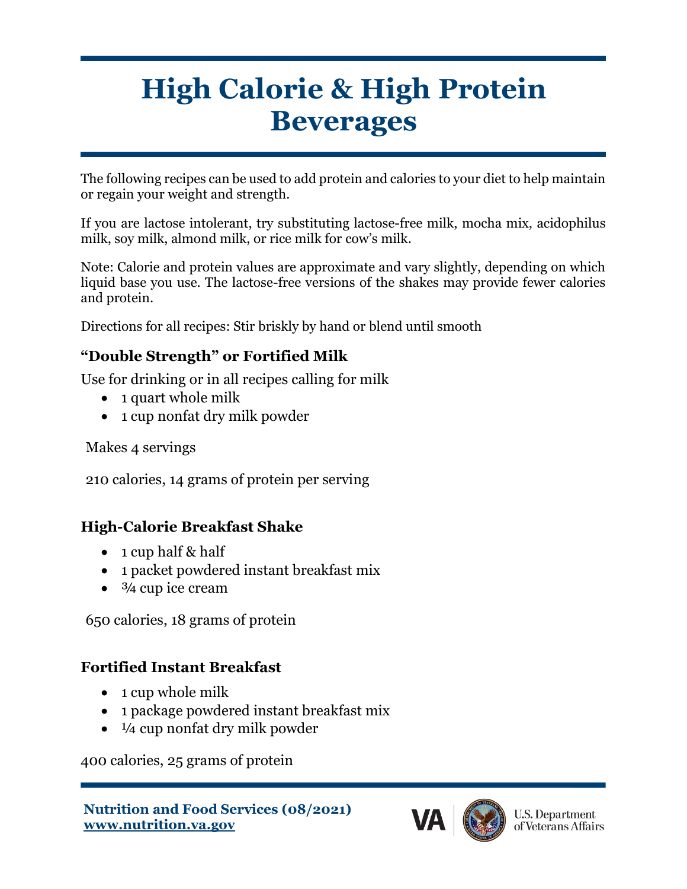# High Calorie & High Protein Beverages

The following recipes can be used to add protein and calories to your diet to help maintain or regain your weight and strength.

If you are lactose intolerant, try substituting lactose-free milk, mocha mix, acidophilus milk, soy milk, almond milk, or rice milk for cow's milk.

Note: Calorie and protein values are approximate and vary slightly, depending on which liquid base you use. The lactose-free versions of the shakes may provide fewer calories and protein.

Directions for all recipes: Stir briskly by hand or blend until smooth

### "Double Strength" or Fortified Milk

Use for drinking or in all recipes calling for milk

- 1 quart whole milk
- 1 cup nonfat dry milk powder

Makes 4 servings

210 calories, 14 grams of protein per serving

### High-Calorie Breakfast Shake

- 1 cup half & half
- 1 packet powdered instant breakfast mix
- ¾ cup ice cream

650 calories, 18 grams of protein

### Fortified Instant Breakfast

- 1 cup whole milk
- 1 package powdered instant breakfast mix
- ¼ cup nonfat dry milk powder

400 calories, 25 grams of protein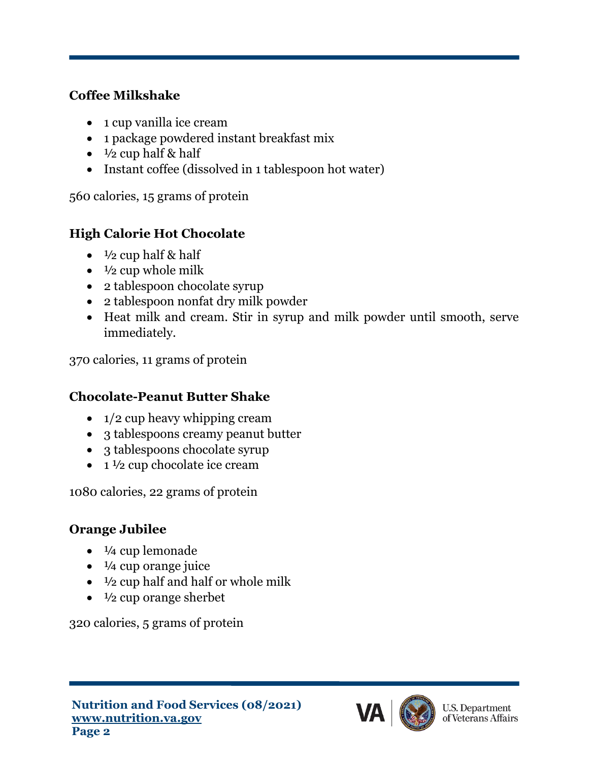### Coffee Milkshake

- 1 cup vanilla ice cream
- 1 package powdered instant breakfast mix
- ½ cup half & half
- Instant coffee (dissolved in 1 tablespoon hot water)

560 calories, 15 grams of protein

### High Calorie Hot Chocolate

- ½ cup half & half
- ½ cup whole milk
- 2 tablespoon chocolate syrup
- 2 tablespoon nonfat dry milk powder
- Heat milk and cream. Stir in syrup and milk powder until smooth, serve immediately.

370 calories, 11 grams of protein

### Chocolate-Peanut Butter Shake

- 1/2 cup heavy whipping cream
- 3 tablespoons creamy peanut butter
- 3 tablespoons chocolate syrup
- 1 ½ cup chocolate ice cream

1080 calories, 22 grams of protein

### Orange Jubilee

- ¼ cup lemonade
- ¼ cup orange juice
- ½ cup half and half or whole milk
- ½ cup orange sherbet

320 calories, 5 grams of protein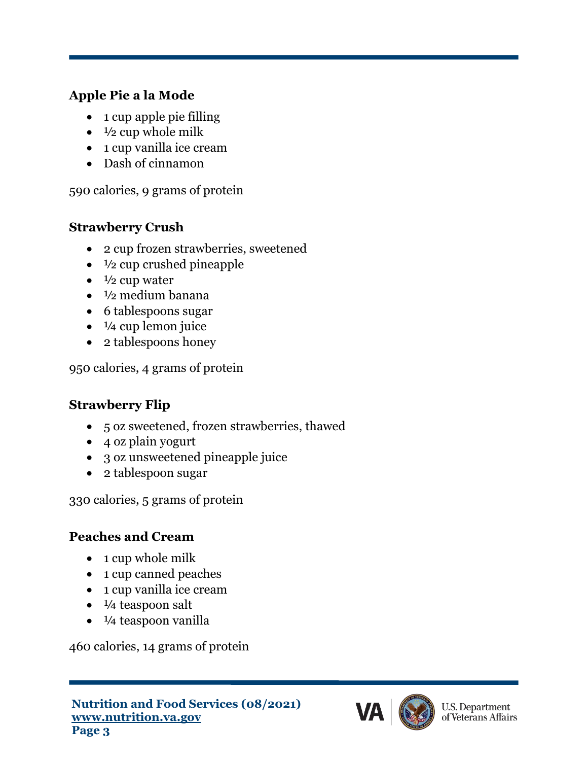### Apple Pie a la Mode

- 1 cup apple pie filling
- ½ cup whole milk
- 1 cup vanilla ice cream
- Dash of cinnamon

590 calories, 9 grams of protein

### Strawberry Crush

- 2 cup frozen strawberries, sweetened
- ½ cup crushed pineapple
- ½ cup water
- ½ medium banana
- 6 tablespoons sugar
- ¼ cup lemon juice
- 2 tablespoons honey

950 calories, 4 grams of protein

### Strawberry Flip

- 5 oz sweetened, frozen strawberries, thawed
- 4 oz plain yogurt
- 3 oz unsweetened pineapple juice
- 2 tablespoon sugar

330 calories, 5 grams of protein

### Peaches and Cream

- 1 cup whole milk
- 1 cup canned peaches
- 1 cup vanilla ice cream
- ¼ teaspoon salt
- ¼ teaspoon vanilla

460 calories, 14 grams of protein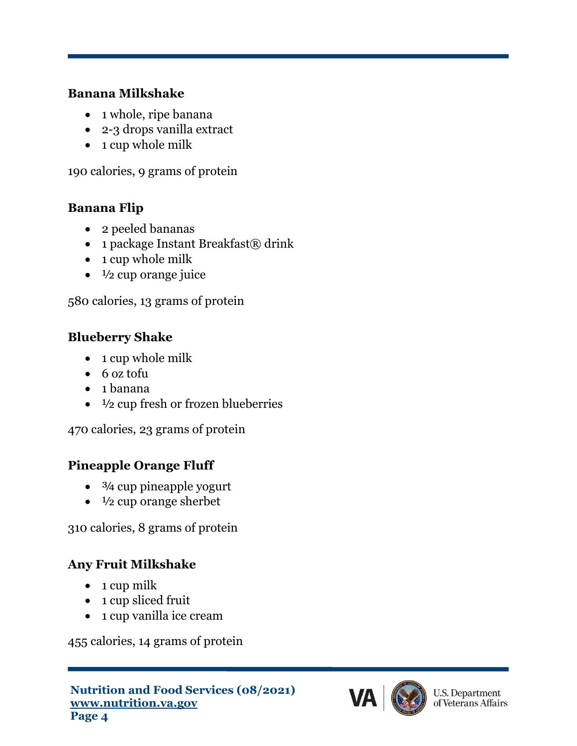### Banana Milkshake

- 1 whole, ripe banana
- 2-3 drops vanilla extract
- 1 cup whole milk

190 calories, 9 grams of protein

### Banana Flip

- 2 peeled bananas
- 1 package Instant Breakfast® drink
- 1 cup whole milk
- ½ cup orange juice

580 calories, 13 grams of protein

### Blueberry Shake

- 1 cup whole milk
- 6 oz tofu
- 1 banana
- ½ cup fresh or frozen blueberries

470 calories, 23 grams of protein

### Pineapple Orange Fluff

- ¾ cup pineapple yogurt
- ½ cup orange sherbet

310 calories, 8 grams of protein

### Any Fruit Milkshake

- 1 cup milk
- 1 cup sliced fruit
- 1 cup vanilla ice cream

455 calories, 14 grams of protein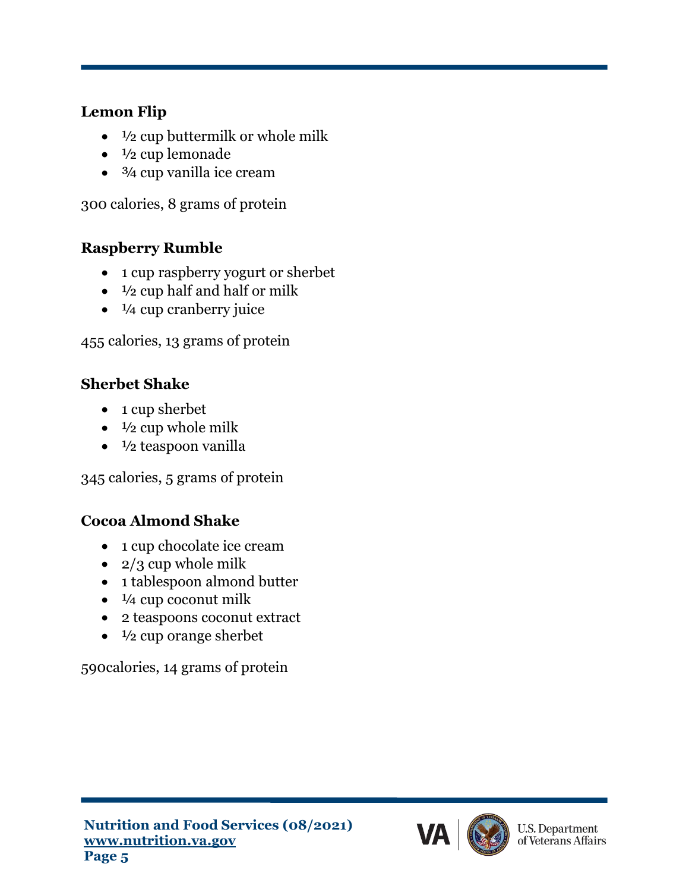### Lemon Flip

- ½ cup buttermilk or whole milk
- ½ cup lemonade
- ¾ cup vanilla ice cream

300 calories, 8 grams of protein

### Raspberry Rumble

- 1 cup raspberry yogurt or sherbet
- ½ cup half and half or milk
- ¼ cup cranberry juice

455 calories, 13 grams of protein

### Sherbet Shake

- 1 cup sherbet
- ½ cup whole milk
- ½ teaspoon vanilla

345 calories, 5 grams of protein

### Cocoa Almond Shake

- 1 cup chocolate ice cream
- 2/3 cup whole milk
- 1 tablespoon almond butter
- ¼ cup coconut milk
- 2 teaspoons coconut extract
- ½ cup orange sherbet

590calories, 14 grams of protein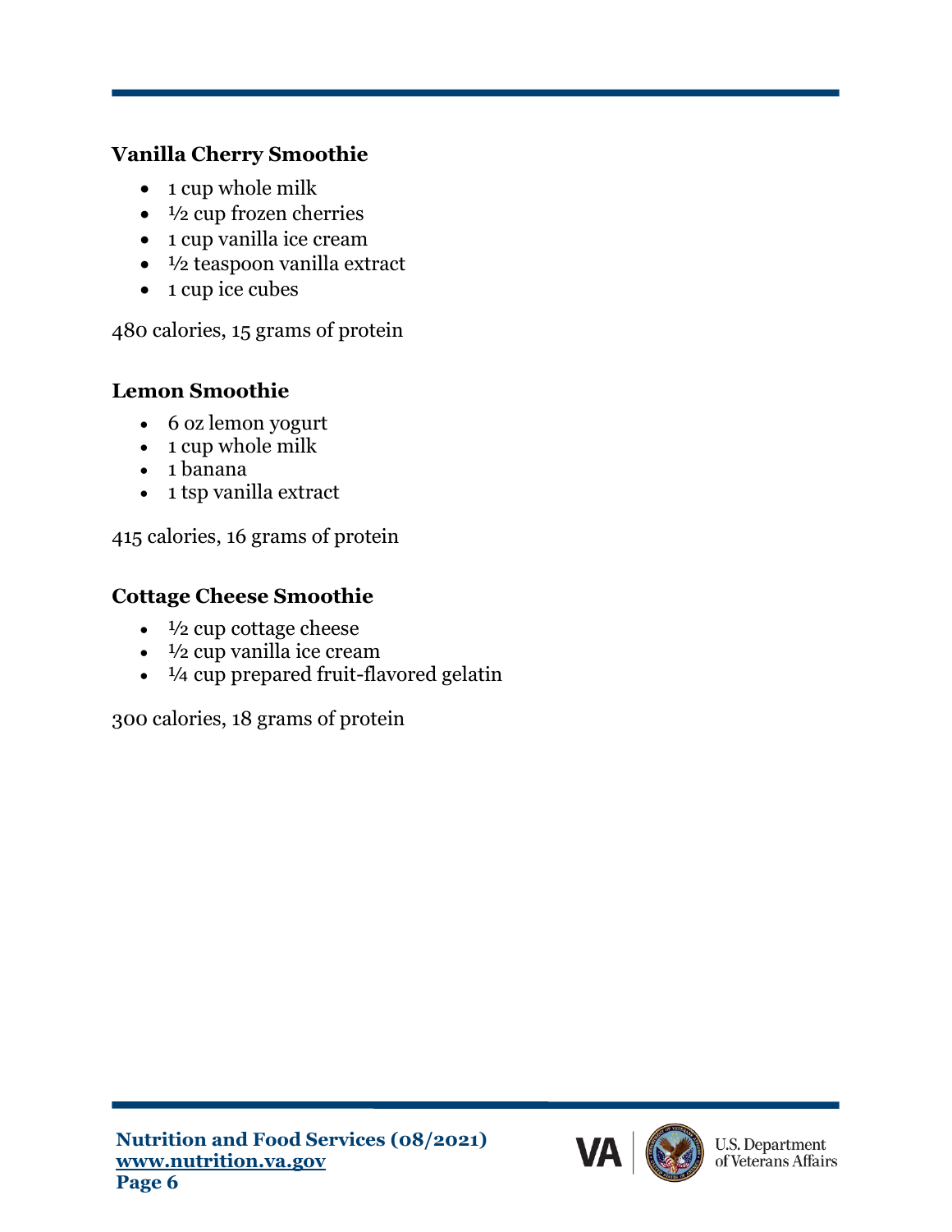### Vanilla Cherry Smoothie

- 1 cup whole milk
- ½ cup frozen cherries
- 1 cup vanilla ice cream
- ½ teaspoon vanilla extract
- 1 cup ice cubes

480 calories, 15 grams of protein

### Lemon Smoothie

- 6 oz lemon yogurt
- 1 cup whole milk
- 1 banana
- 1 tsp vanilla extract

415 calories, 16 grams of protein

### Cottage Cheese Smoothie

- ½ cup cottage cheese
- ½ cup vanilla ice cream
- ¼ cup prepared fruit-flavored gelatin

300 calories, 18 grams of protein